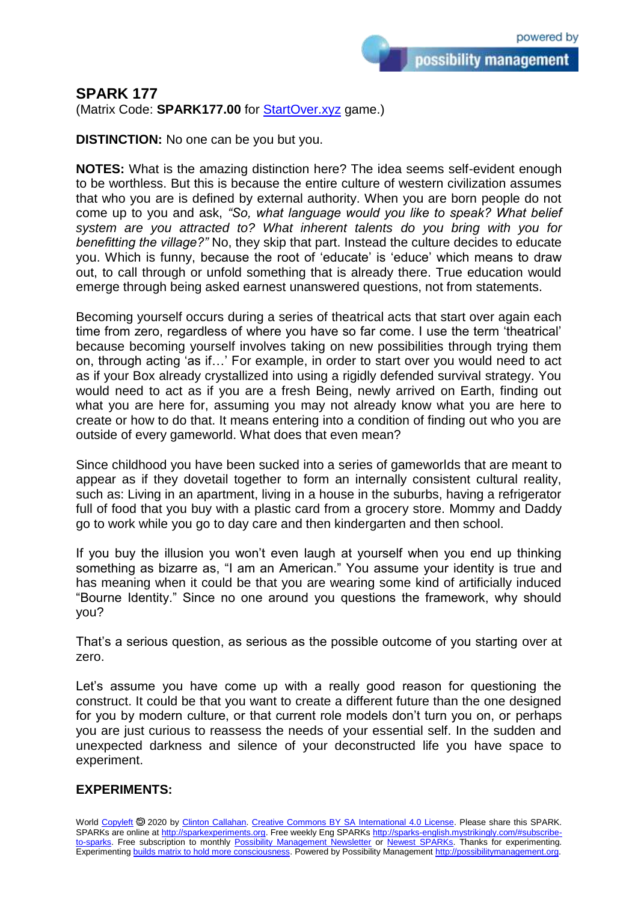## SPARK 177

(Matrix Code: **SPARK177.00** for [StartOver.xyz](StartOver.xyz) game.)

**DISTINCTION:** No one can be you but you.

**NOTES:** What is the amazing distinction here? The idea seems self-evident enough to be worthless. But this is because the entire culture of western civilization assumes that who you are is defined by external authority. When you are born people do not come up to you and ask, *"So, what language would you like to speak? What belief system are you attracted to? What inherent talents do you bring with you for benefitting the village?"* No, they skip that part. Instead the culture decides to educate you. Which is funny, because the root of 'educate' is 'educe' which means to draw out, to call through or unfold something that is already there. True education would emerge through being asked earnest unanswered questions, not from statements.

Becoming yourself occurs during a series of theatrical acts that start over again each time from zero, regardless of where you have so far come. I use the term 'theatrical' because becoming yourself involves taking on new possibilities through trying them on, through acting 'as if…' For example, in order to start over you would need to act as if your Box already crystallized into using a rigidly defended survival strategy. You would need to act as if you are a fresh Being, newly arrived on Earth, finding out what you are here for, assuming you may not already know what you are here to create or how to do that. It means entering into a condition of finding out who you are outside of every gameworld. What does that even mean?

Since childhood you have been sucked into a series of gameworlds that are meant to appear as if they dovetail together to form an internally consistent cultural reality, such as: Living in an apartment, living in a house in the suburbs, having a refrigerator full of food that you buy with a plastic card from a grocery store. Mommy and Daddy go to work while you go to day care and then kindergarten and then school.

If you buy the illusion you won't even laugh at yourself when you end up thinking something as bizarre as, "I am an American." You assume your identity is true and has meaning when it could be that you are wearing some kind of artificially induced "Bourne Identity." Since no one around you questions the framework, why should you?

That's a serious question, as serious as the possible outcome of you starting over at zero.

Let's assume you have come up with a really good reason for questioning the construct. It could be that you want to create a different future than the one designed for you by modern culture, or that current role models don't turn you on, or perhaps you are just curious to reassess the needs of your essential self. In the sudden and unexpected darkness and silence of your deconstructed life you have space to experiment.

**EXPERIMENTS:**

World [Copyleft](Copyleft) 🄯 2020 by [Clinton Callahan](Clinton Callahan). [Creative Commons BY SA International 4.0 License](Creative Commons BY SA International 4.0 License). Please share this SPARK. SPARKs are online at [http://sparkexperiments.org](http://sparkexperiments.org). Free weekly Eng SPARKs [http://sparks-english.mystrikingly.com/#subscribe-to-sparks](http://sparks-english.mystrikingly.com/#subscribe-to-sparks). Free subscription to monthly [Possibility Management Newsletter](Possibility Management Newsletter) or [Newest SPARKs](Newest SPARKs). Thanks for experimenting. Experimenting [builds matrix to hold more consciousness](builds matrix to hold more consciousness). Powered by Possibility Management [http://possibilitymanagement.org](http://possibilitymanagement.org).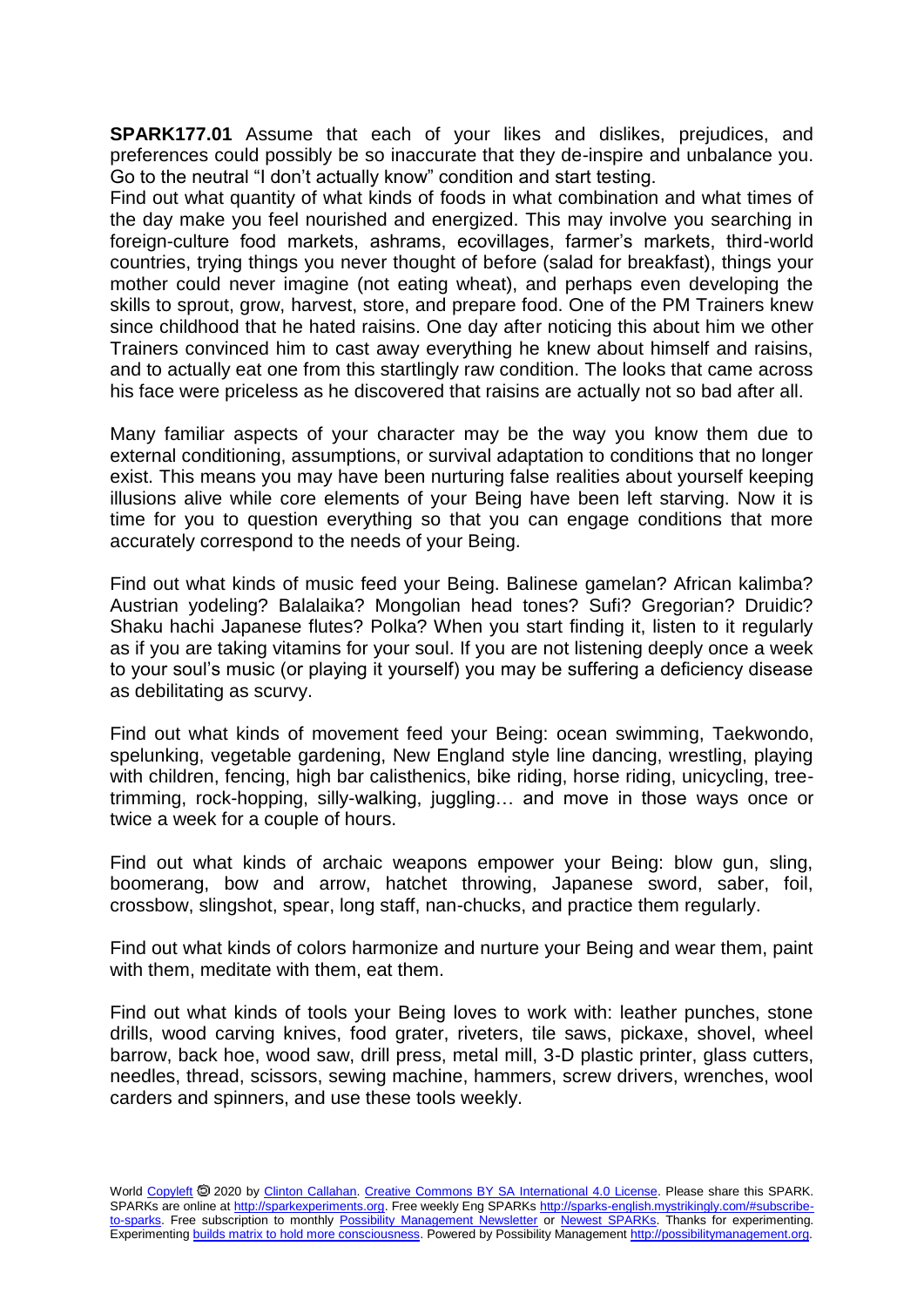**SPARK177.01** Assume that each of your likes and dislikes, prejudices, and preferences could possibly be so inaccurate that they de-inspire and unbalance you. Go to the neutral "I don't actually know" condition and start testing.

Find out what quantity of what kinds of foods in what combination and what times of the day make you feel nourished and energized. This may involve you searching in foreign-culture food markets, ashrams, ecovillages, farmer's markets, third-world countries, trying things you never thought of before (salad for breakfast), things your mother could never imagine (not eating wheat), and perhaps even developing the skills to sprout, grow, harvest, store, and prepare food. One of the PM Trainers knew since childhood that he hated raisins. One day after noticing this about him we other Trainers convinced him to cast away everything he knew about himself and raisins, and to actually eat one from this startlingly raw condition. The looks that came across his face were priceless as he discovered that raisins are actually not so bad after all.

Many familiar aspects of your character may be the way you know them due to external conditioning, assumptions, or survival adaptation to conditions that no longer exist. This means you may have been nurturing false realities about yourself keeping illusions alive while core elements of your Being have been left starving. Now it is time for you to question everything so that you can engage conditions that more accurately correspond to the needs of your Being.

Find out what kinds of music feed your Being. Balinese gamelan? African kalimba? Austrian yodeling? Balalaika? Mongolian head tones? Sufi? Gregorian? Druidic? Shaku hachi Japanese flutes? Polka? When you start finding it, listen to it regularly as if you are taking vitamins for your soul. If you are not listening deeply once a week to your soul's music (or playing it yourself) you may be suffering a deficiency disease as debilitating as scurvy.

Find out what kinds of movement feed your Being: ocean swimming, Taekwondo, spelunking, vegetable gardening, New England style line dancing, wrestling, playing with children, fencing, high bar calisthenics, bike riding, horse riding, unicycling, tree-trimming, rock-hopping, silly-walking, juggling… and move in those ways once or twice a week for a couple of hours.

Find out what kinds of archaic weapons empower your Being: blow gun, sling, boomerang, bow and arrow, hatchet throwing, Japanese sword, saber, foil, crossbow, slingshot, spear, long staff, nan-chucks, and practice them regularly.

Find out what kinds of colors harmonize and nurture your Being and wear them, paint with them, meditate with them, eat them.

Find out what kinds of tools your Being loves to work with: leather punches, stone drills, wood carving knives, food grater, riveters, tile saws, pickaxe, shovel, wheel barrow, back hoe, wood saw, drill press, metal mill, 3-D plastic printer, glass cutters, needles, thread, scissors, sewing machine, hammers, screw drivers, wrenches, wool carders and spinners, and use these tools weekly.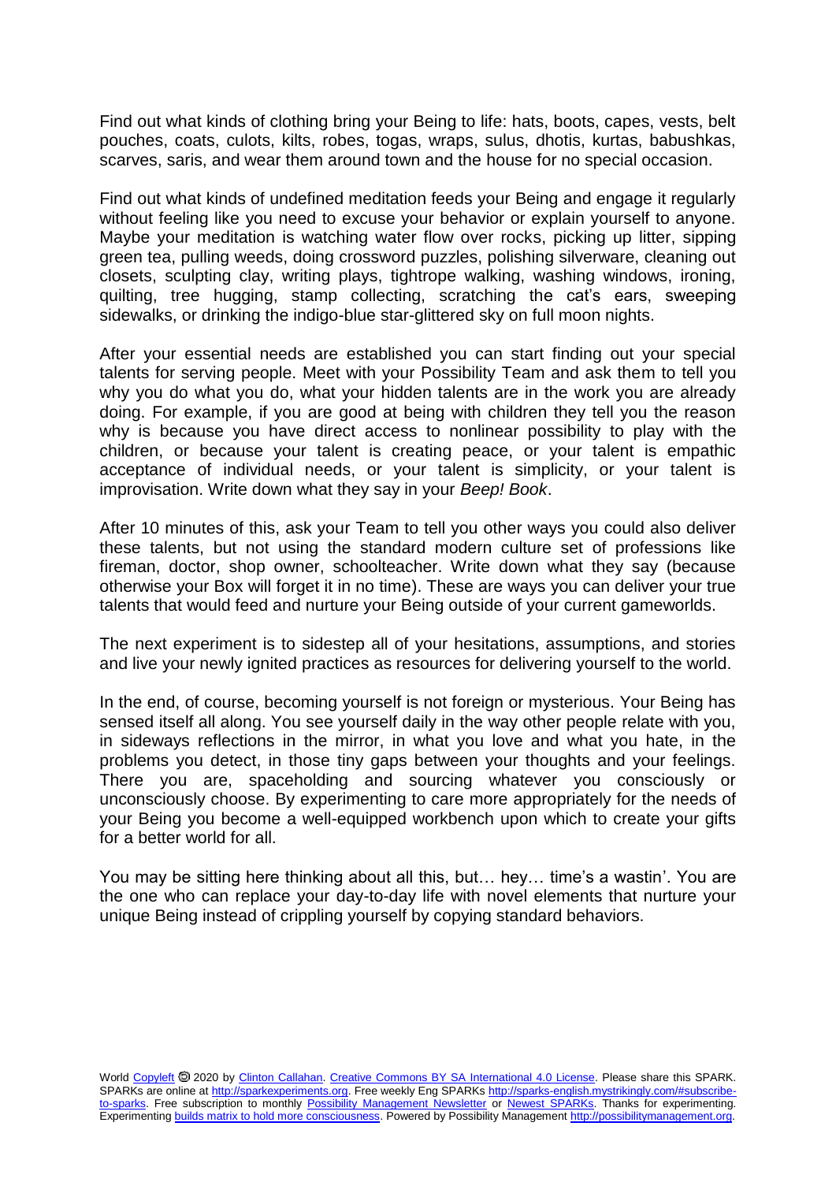Find out what kinds of clothing bring your Being to life: hats, boots, capes, vests, belt pouches, coats, culots, kilts, robes, togas, wraps, sulus, dhotis, kurtas, babushkas, scarves, saris, and wear them around town and the house for no special occasion.

Find out what kinds of undefined meditation feeds your Being and engage it regularly without feeling like you need to excuse your behavior or explain yourself to anyone. Maybe your meditation is watching water flow over rocks, picking up litter, sipping green tea, pulling weeds, doing crossword puzzles, polishing silverware, cleaning out closets, sculpting clay, writing plays, tightrope walking, washing windows, ironing, quilting, tree hugging, stamp collecting, scratching the cat's ears, sweeping sidewalks, or drinking the indigo-blue star-glittered sky on full moon nights.

After your essential needs are established you can start finding out your special talents for serving people. Meet with your Possibility Team and ask them to tell you why you do what you do, what your hidden talents are in the work you are already doing. For example, if you are good at being with children they tell you the reason why is because you have direct access to nonlinear possibility to play with the children, or because your talent is creating peace, or your talent is empathic acceptance of individual needs, or your talent is simplicity, or your talent is improvisation. Write down what they say in your *Beep! Book*.

After 10 minutes of this, ask your Team to tell you other ways you could also deliver these talents, but not using the standard modern culture set of professions like fireman, doctor, shop owner, schoolteacher. Write down what they say (because otherwise your Box will forget it in no time). These are ways you can deliver your true talents that would feed and nurture your Being outside of your current gameworlds.

The next experiment is to sidestep all of your hesitations, assumptions, and stories and live your newly ignited practices as resources for delivering yourself to the world.

In the end, of course, becoming yourself is not foreign or mysterious. Your Being has sensed itself all along. You see yourself daily in the way other people relate with you, in sideways reflections in the mirror, in what you love and what you hate, in the problems you detect, in those tiny gaps between your thoughts and your feelings. There you are, spaceholding and sourcing whatever you consciously or unconsciously choose. By experimenting to care more appropriately for the needs of your Being you become a well-equipped workbench upon which to create your gifts for a better world for all.

You may be sitting here thinking about all this, but… hey… time's a wastin'. You are the one who can replace your day-to-day life with novel elements that nurture your unique Being instead of crippling yourself by copying standard behaviors.